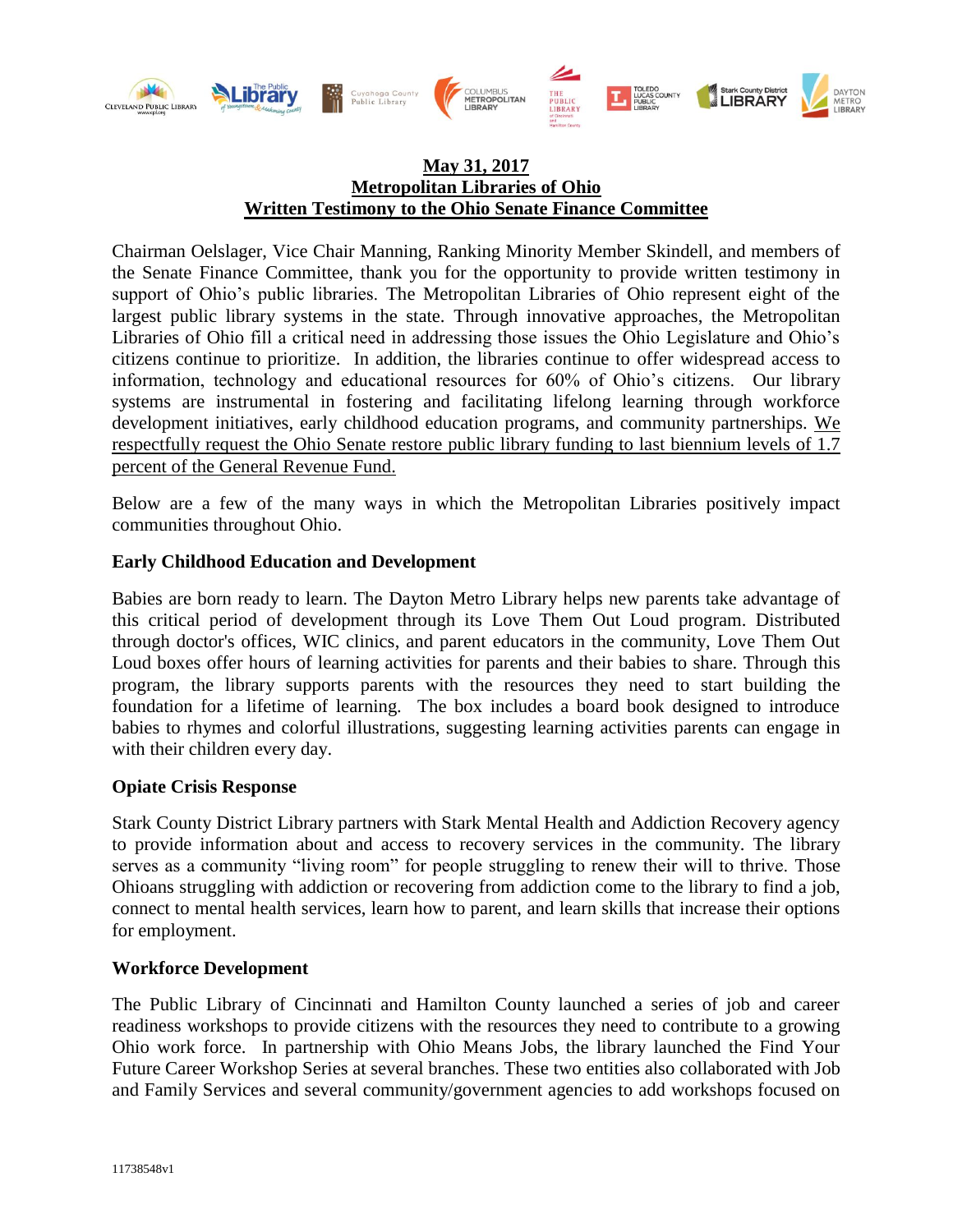**May 31, 2017**
**Metropolitan Libraries of Ohio**
**Written Testimony to the Ohio Senate Finance Committee**

Chairman Oelslager, Vice Chair Manning, Ranking Minority Member Skindell, and members of the Senate Finance Committee, thank you for the opportunity to provide written testimony in support of Ohio's public libraries. The Metropolitan Libraries of Ohio represent eight of the largest public library systems in the state. Through innovative approaches, the Metropolitan Libraries of Ohio fill a critical need in addressing those issues the Ohio Legislature and Ohio's citizens continue to prioritize. In addition, the libraries continue to offer widespread access to information, technology and educational resources for 60% of Ohio's citizens. Our library systems are instrumental in fostering and facilitating lifelong learning through workforce development initiatives, early childhood education programs, and community partnerships. We respectfully request the Ohio Senate restore public library funding to last biennium levels of 1.7 percent of the General Revenue Fund.

Below are a few of the many ways in which the Metropolitan Libraries positively impact communities throughout Ohio.

**Early Childhood Education and Development**

Babies are born ready to learn. The Dayton Metro Library helps new parents take advantage of this critical period of development through its Love Them Out Loud program. Distributed through doctor's offices, WIC clinics, and parent educators in the community, Love Them Out Loud boxes offer hours of learning activities for parents and their babies to share. Through this program, the library supports parents with the resources they need to start building the foundation for a lifetime of learning. The box includes a board book designed to introduce babies to rhymes and colorful illustrations, suggesting learning activities parents can engage in with their children every day.

**Opiate Crisis Response**

Stark County District Library partners with Stark Mental Health and Addiction Recovery agency to provide information about and access to recovery services in the community. The library serves as a community "living room" for people struggling to renew their will to thrive. Those Ohioans struggling with addiction or recovering from addiction come to the library to find a job, connect to mental health services, learn how to parent, and learn skills that increase their options for employment.

**Workforce Development**

The Public Library of Cincinnati and Hamilton County launched a series of job and career readiness workshops to provide citizens with the resources they need to contribute to a growing Ohio work force. In partnership with Ohio Means Jobs, the library launched the Find Your Future Career Workshop Series at several branches. These two entities also collaborated with Job and Family Services and several community/government agencies to add workshops focused on

11738548v1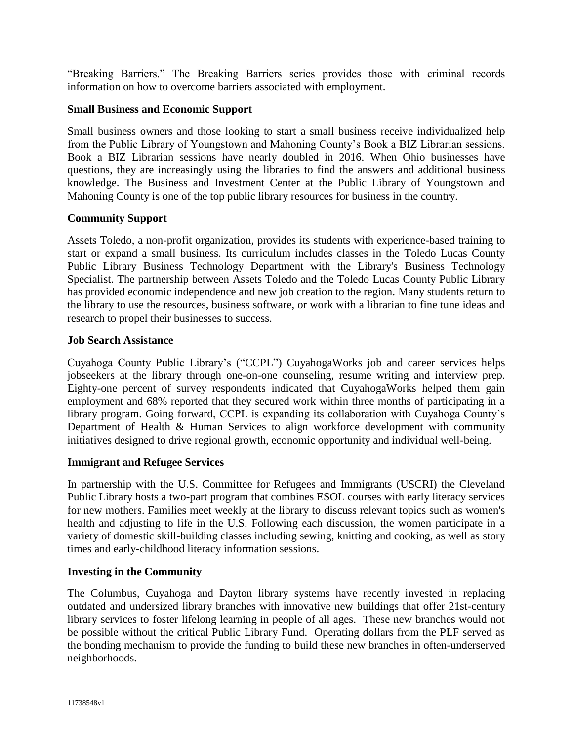"Breaking Barriers." The Breaking Barriers series provides those with criminal records information on how to overcome barriers associated with employment.

**Small Business and Economic Support**

Small business owners and those looking to start a small business receive individualized help from the Public Library of Youngstown and Mahoning County's Book a BIZ Librarian sessions. Book a BIZ Librarian sessions have nearly doubled in 2016. When Ohio businesses have questions, they are increasingly using the libraries to find the answers and additional business knowledge. The Business and Investment Center at the Public Library of Youngstown and Mahoning County is one of the top public library resources for business in the country.

**Community Support**

Assets Toledo, a non-profit organization, provides its students with experience-based training to start or expand a small business. Its curriculum includes classes in the Toledo Lucas County Public Library Business Technology Department with the Library's Business Technology Specialist. The partnership between Assets Toledo and the Toledo Lucas County Public Library has provided economic independence and new job creation to the region. Many students return to the library to use the resources, business software, or work with a librarian to fine tune ideas and research to propel their businesses to success.

**Job Search Assistance**

Cuyahoga County Public Library's ("CCPL") CuyahogaWorks job and career services helps jobseekers at the library through one-on-one counseling, resume writing and interview prep. Eighty-one percent of survey respondents indicated that CuyahogaWorks helped them gain employment and 68% reported that they secured work within three months of participating in a library program. Going forward, CCPL is expanding its collaboration with Cuyahoga County's Department of Health & Human Services to align workforce development with community initiatives designed to drive regional growth, economic opportunity and individual well-being.

**Immigrant and Refugee Services**

In partnership with the U.S. Committee for Refugees and Immigrants (USCRI) the Cleveland Public Library hosts a two-part program that combines ESOL courses with early literacy services for new mothers. Families meet weekly at the library to discuss relevant topics such as women's health and adjusting to life in the U.S. Following each discussion, the women participate in a variety of domestic skill-building classes including sewing, knitting and cooking, as well as story times and early-childhood literacy information sessions.

**Investing in the Community**

The Columbus, Cuyahoga and Dayton library systems have recently invested in replacing outdated and undersized library branches with innovative new buildings that offer 21st-century library services to foster lifelong learning in people of all ages. These new branches would not be possible without the critical Public Library Fund. Operating dollars from the PLF served as the bonding mechanism to provide the funding to build these new branches in often-underserved neighborhoods.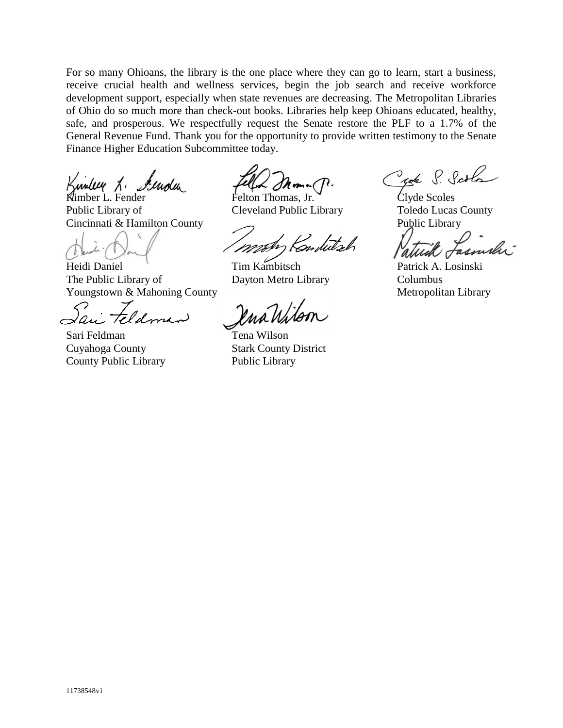For so many Ohioans, the library is the one place where they can go to learn, start a business, receive crucial health and wellness services, begin the job search and receive workforce development support, especially when state revenues are decreasing. The Metropolitan Libraries of Ohio do so much more than check-out books. Libraries help keep Ohioans educated, healthy, safe, and prosperous. We respectfully request the Senate restore the PLF to a 1.7% of the General Revenue Fund. Thank you for the opportunity to provide written testimony to the Senate Finance Higher Education Subcommittee today.

Kimber L. Fender
Public Library of
Cincinnati & Hamilton County

Felton Thomas, Jr.
Cleveland Public Library

Clyde Scoles
Toledo Lucas County
Public Library

Heidi Daniel
The Public Library of
Youngstown & Mahoning County

Tim Kambitsch
Dayton Metro Library

Patrick A. Losinski
Columbus
Metropolitan Library

Sari Feldman
Cuyahoga County
County Public Library

Tena Wilson
Stark County District
Public Library

11738548v1